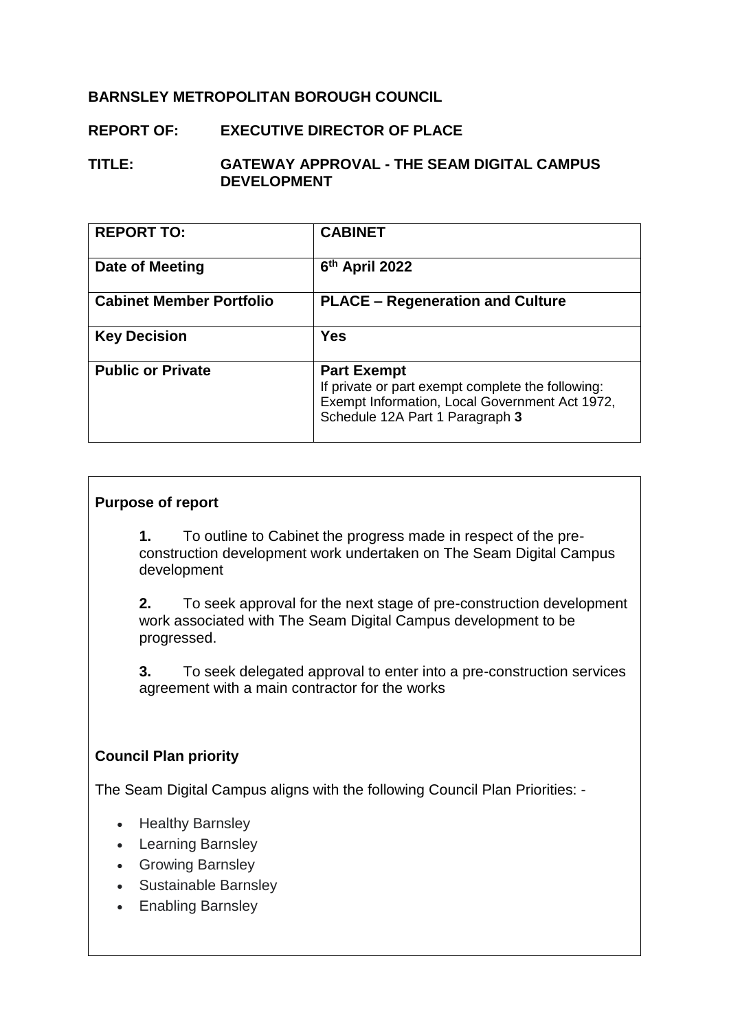**BARNSLEY METROPOLITAN BOROUGH COUNCIL**

**REPORT OF: EXECUTIVE DIRECTOR OF PLACE**

**TITLE: GATEWAY APPROVAL - THE SEAM DIGITAL CAMPUS DEVELOPMENT**

| **REPORT TO:** | **CABINET** |
|---|---|
| **Date of Meeting** | **6th April 2022** |
| **Cabinet Member Portfolio** | **PLACE – Regeneration and Culture** |
| **Key Decision** | **Yes** |
| **Public or Private** | **Part Exempt** If private or part exempt complete the following: Exempt Information, Local Government Act 1972, Schedule 12A Part 1 Paragraph **3** |

**Purpose of report**

**1.** To outline to Cabinet the progress made in respect of the pre-construction development work undertaken on The Seam Digital Campus development

**2.** To seek approval for the next stage of pre-construction development work associated with The Seam Digital Campus development to be progressed.

**3.** To seek delegated approval to enter into a pre-construction services agreement with a main contractor for the works

**Council Plan priority**

The Seam Digital Campus aligns with the following Council Plan Priorities: -

- Healthy Barnsley
- Learning Barnsley
- Growing Barnsley
- Sustainable Barnsley
- Enabling Barnsley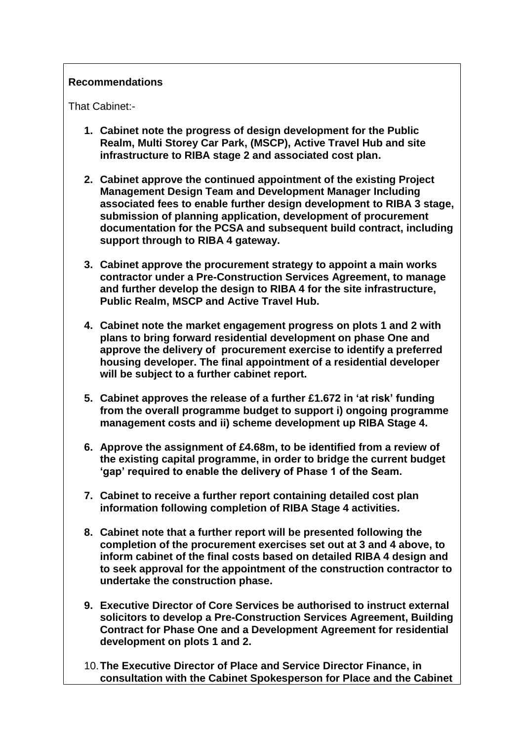**Recommendations**

That Cabinet:-

1. **Cabinet note the progress of design development for the Public Realm, Multi Storey Car Park, (MSCP), Active Travel Hub and site infrastructure to RIBA stage 2 and associated cost plan.**

2. **Cabinet approve the continued appointment of the existing Project Management Design Team and Development Manager Including associated fees to enable further design development to RIBA 3 stage, submission of planning application, development of procurement documentation for the PCSA and subsequent build contract, including support through to RIBA 4 gateway.**

3. **Cabinet approve the procurement strategy to appoint a main works contractor under a Pre-Construction Services Agreement, to manage and further develop the design to RIBA 4 for the site infrastructure, Public Realm, MSCP and Active Travel Hub.**

4. **Cabinet note the market engagement progress on plots 1 and 2 with plans to bring forward residential development on phase One and approve the delivery of procurement exercise to identify a preferred housing developer. The final appointment of a residential developer will be subject to a further cabinet report.**

5. **Cabinet approves the release of a further £1.672 in 'at risk' funding from the overall programme budget to support i) ongoing programme management costs and ii) scheme development up RIBA Stage 4.**

6. **Approve the assignment of £4.68m, to be identified from a review of the existing capital programme, in order to bridge the current budget 'gap' required to enable the delivery of Phase 1 of the Seam.**

7. **Cabinet to receive a further report containing detailed cost plan information following completion of RIBA Stage 4 activities.**

8. **Cabinet note that a further report will be presented following the completion of the procurement exercises set out at 3 and 4 above, to inform cabinet of the final costs based on detailed RIBA 4 design and to seek approval for the appointment of the construction contractor to undertake the construction phase.**

9. **Executive Director of Core Services be authorised to instruct external solicitors to develop a Pre-Construction Services Agreement, Building Contract for Phase One and a Development Agreement for residential development on plots 1 and 2.**

10. **The Executive Director of Place and Service Director Finance, in consultation with the Cabinet Spokesperson for Place and the Cabinet**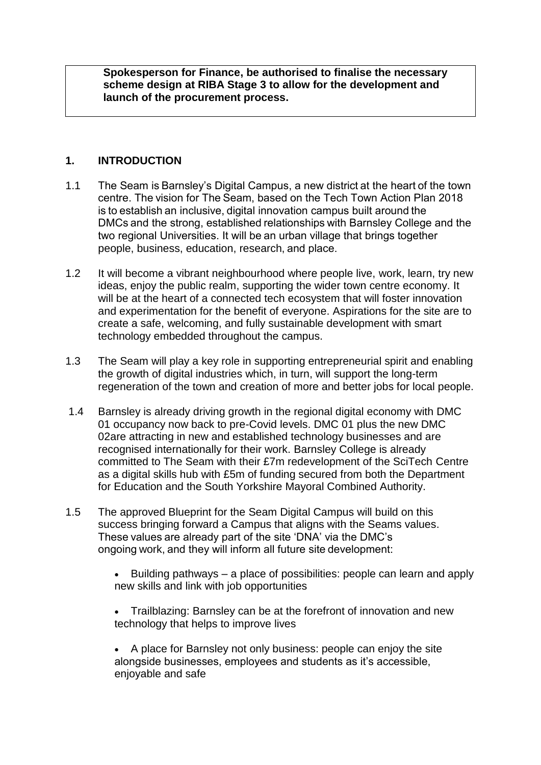**Spokesperson for Finance, be authorised to finalise the necessary scheme design at RIBA Stage 3 to allow for the development and launch of the procurement process.**

## 1. INTRODUCTION

1.1 The Seam is Barnsley's Digital Campus, a new district at the heart of the town centre. The vision for The Seam, based on the Tech Town Action Plan 2018 is to establish an inclusive, digital innovation campus built around the DMCs and the strong, established relationships with Barnsley College and the two regional Universities. It will be an urban village that brings together people, business, education, research, and place.

1.2 It will become a vibrant neighbourhood where people live, work, learn, try new ideas, enjoy the public realm, supporting the wider town centre economy. It will be at the heart of a connected tech ecosystem that will foster innovation and experimentation for the benefit of everyone. Aspirations for the site are to create a safe, welcoming, and fully sustainable development with smart technology embedded throughout the campus.

1.3 The Seam will play a key role in supporting entrepreneurial spirit and enabling the growth of digital industries which, in turn, will support the long-term regeneration of the town and creation of more and better jobs for local people.

1.4 Barnsley is already driving growth in the regional digital economy with DMC 01 occupancy now back to pre-Covid levels. DMC 01 plus the new DMC 02are attracting in new and established technology businesses and are recognised internationally for their work. Barnsley College is already committed to The Seam with their £7m redevelopment of the SciTech Centre as a digital skills hub with £5m of funding secured from both the Department for Education and the South Yorkshire Mayoral Combined Authority.

1.5 The approved Blueprint for the Seam Digital Campus will build on this success bringing forward a Campus that aligns with the Seams values. These values are already part of the site 'DNA' via the DMC's ongoing work, and they will inform all future site development:

- Building pathways – a place of possibilities: people can learn and apply new skills and link with job opportunities
- Trailblazing: Barnsley can be at the forefront of innovation and new technology that helps to improve lives
- A place for Barnsley not only business: people can enjoy the site alongside businesses, employees and students as it's accessible, enjoyable and safe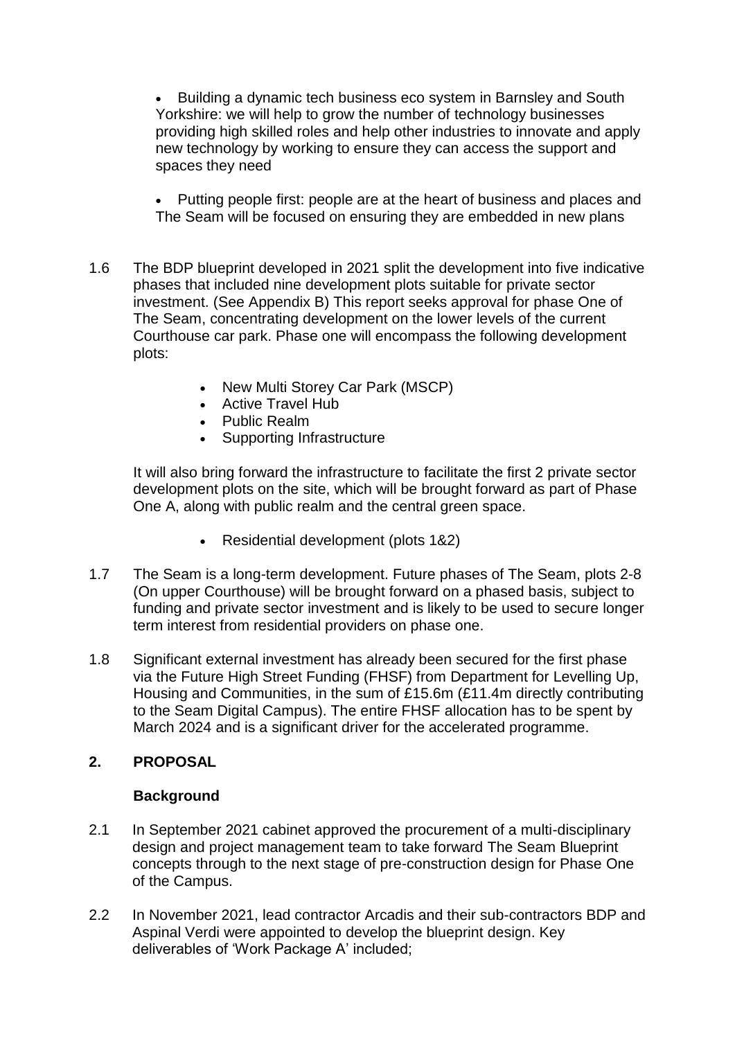- Building a dynamic tech business eco system in Barnsley and South Yorkshire: we will help to grow the number of technology businesses providing high skilled roles and help other industries to innovate and apply new technology by working to ensure they can access the support and spaces they need

- Putting people first: people are at the heart of business and places and The Seam will be focused on ensuring they are embedded in new plans

1.6 The BDP blueprint developed in 2021 split the development into five indicative phases that included nine development plots suitable for private sector investment. (See Appendix B) This report seeks approval for phase One of The Seam, concentrating development on the lower levels of the current Courthouse car park. Phase one will encompass the following development plots:

- New Multi Storey Car Park (MSCP)
- Active Travel Hub
- Public Realm
- Supporting Infrastructure

It will also bring forward the infrastructure to facilitate the first 2 private sector development plots on the site, which will be brought forward as part of Phase One A, along with public realm and the central green space.

- Residential development (plots 1&2)

1.7 The Seam is a long-term development. Future phases of The Seam, plots 2-8 (On upper Courthouse) will be brought forward on a phased basis, subject to funding and private sector investment and is likely to be used to secure longer term interest from residential providers on phase one.

1.8 Significant external investment has already been secured for the first phase via the Future High Street Funding (FHSF) from Department for Levelling Up, Housing and Communities, in the sum of £15.6m (£11.4m directly contributing to the Seam Digital Campus). The entire FHSF allocation has to be spent by March 2024 and is a significant driver for the accelerated programme.

## 2. PROPOSAL

### Background

2.1 In September 2021 cabinet approved the procurement of a multi-disciplinary design and project management team to take forward The Seam Blueprint concepts through to the next stage of pre-construction design for Phase One of the Campus.

2.2 In November 2021, lead contractor Arcadis and their sub-contractors BDP and Aspinal Verdi were appointed to develop the blueprint design. Key deliverables of 'Work Package A' included;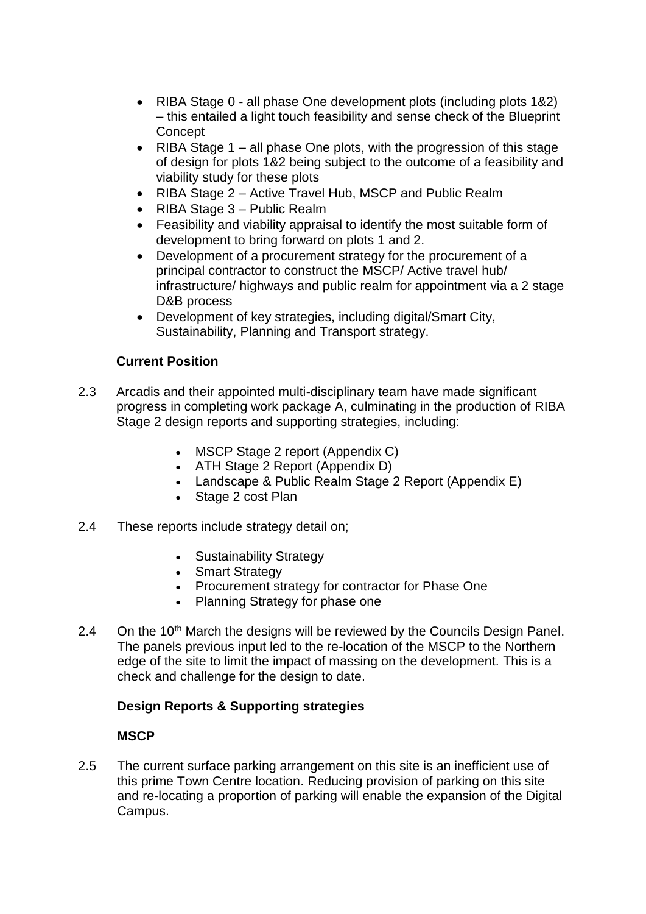- RIBA Stage 0 - all phase One development plots (including plots 1&2) – this entailed a light touch feasibility and sense check of the Blueprint Concept
- RIBA Stage 1 – all phase One plots, with the progression of this stage of design for plots 1&2 being subject to the outcome of a feasibility and viability study for these plots
- RIBA Stage 2 – Active Travel Hub, MSCP and Public Realm
- RIBA Stage 3 – Public Realm
- Feasibility and viability appraisal to identify the most suitable form of development to bring forward on plots 1 and 2.
- Development of a procurement strategy for the procurement of a principal contractor to construct the MSCP/ Active travel hub/ infrastructure/ highways and public realm for appointment via a 2 stage D&B process
- Development of key strategies, including digital/Smart City, Sustainability, Planning and Transport strategy.

**Current Position**

2.3 Arcadis and their appointed multi-disciplinary team have made significant progress in completing work package A, culminating in the production of RIBA Stage 2 design reports and supporting strategies, including:

- MSCP Stage 2 report (Appendix C)
- ATH Stage 2 Report (Appendix D)
- Landscape & Public Realm Stage 2 Report (Appendix E)
- Stage 2 cost Plan

2.4 These reports include strategy detail on;

- Sustainability Strategy
- Smart Strategy
- Procurement strategy for contractor for Phase One
- Planning Strategy for phase one

2.4 On the 10th March the designs will be reviewed by the Councils Design Panel. The panels previous input led to the re-location of the MSCP to the Northern edge of the site to limit the impact of massing on the development. This is a check and challenge for the design to date.

**Design Reports & Supporting strategies**

**MSCP**

2.5 The current surface parking arrangement on this site is an inefficient use of this prime Town Centre location. Reducing provision of parking on this site and re-locating a proportion of parking will enable the expansion of the Digital Campus.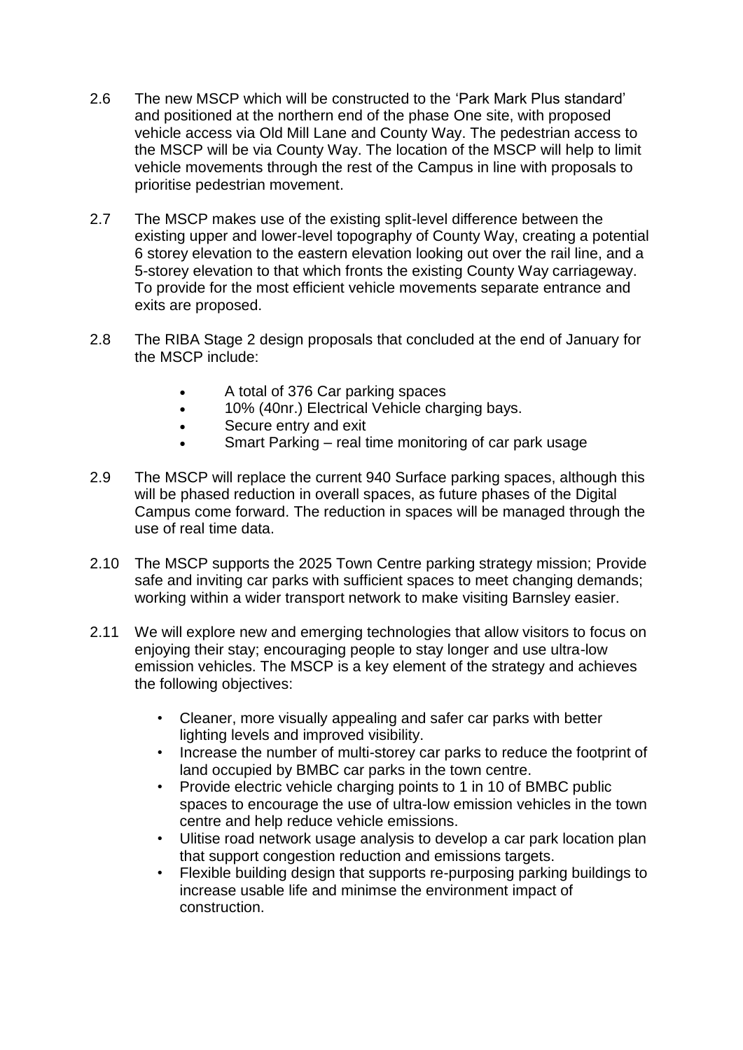2.6 The new MSCP which will be constructed to the 'Park Mark Plus standard' and positioned at the northern end of the phase One site, with proposed vehicle access via Old Mill Lane and County Way. The pedestrian access to the MSCP will be via County Way. The location of the MSCP will help to limit vehicle movements through the rest of the Campus in line with proposals to prioritise pedestrian movement.

2.7 The MSCP makes use of the existing split-level difference between the existing upper and lower-level topography of County Way, creating a potential 6 storey elevation to the eastern elevation looking out over the rail line, and a 5-storey elevation to that which fronts the existing County Way carriageway. To provide for the most efficient vehicle movements separate entrance and exits are proposed.

2.8 The RIBA Stage 2 design proposals that concluded at the end of January for the MSCP include:

- A total of 376 Car parking spaces
- 10% (40nr.) Electrical Vehicle charging bays.
- Secure entry and exit
- Smart Parking – real time monitoring of car park usage

2.9 The MSCP will replace the current 940 Surface parking spaces, although this will be phased reduction in overall spaces, as future phases of the Digital Campus come forward. The reduction in spaces will be managed through the use of real time data.

2.10 The MSCP supports the 2025 Town Centre parking strategy mission; Provide safe and inviting car parks with sufficient spaces to meet changing demands; working within a wider transport network to make visiting Barnsley easier.

2.11 We will explore new and emerging technologies that allow visitors to focus on enjoying their stay; encouraging people to stay longer and use ultra-low emission vehicles. The MSCP is a key element of the strategy and achieves the following objectives:

- Cleaner, more visually appealing and safer car parks with better lighting levels and improved visibility.
- Increase the number of multi-storey car parks to reduce the footprint of land occupied by BMBC car parks in the town centre.
- Provide electric vehicle charging points to 1 in 10 of BMBC public spaces to encourage the use of ultra-low emission vehicles in the town centre and help reduce vehicle emissions.
- Ulitise road network usage analysis to develop a car park location plan that support congestion reduction and emissions targets.
- Flexible building design that supports re-purposing parking buildings to increase usable life and minimse the environment impact of construction.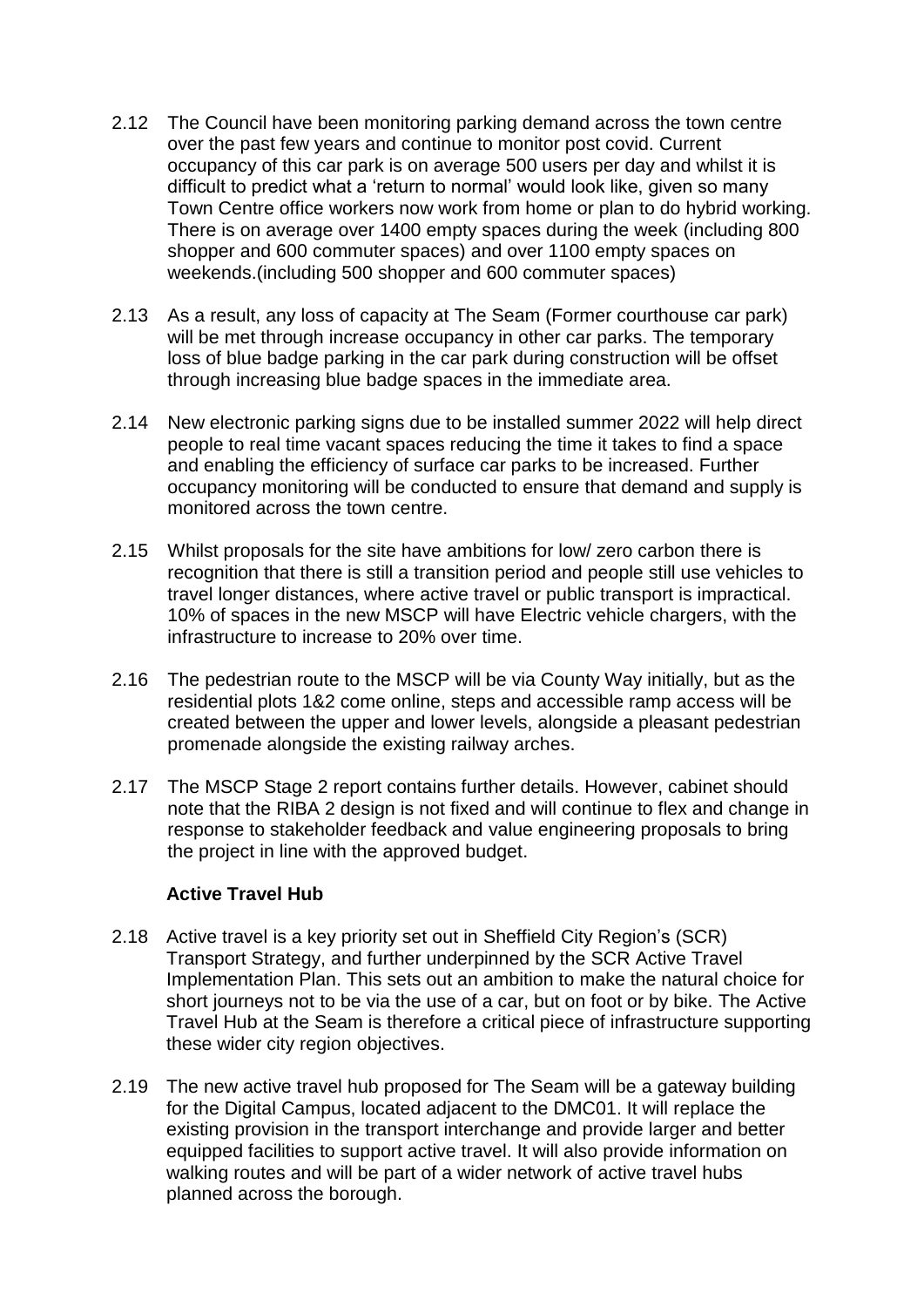2.12 The Council have been monitoring parking demand across the town centre over the past few years and continue to monitor post covid. Current occupancy of this car park is on average 500 users per day and whilst it is difficult to predict what a 'return to normal' would look like, given so many Town Centre office workers now work from home or plan to do hybrid working. There is on average over 1400 empty spaces during the week (including 800 shopper and 600 commuter spaces) and over 1100 empty spaces on weekends.(including 500 shopper and 600 commuter spaces)

2.13 As a result, any loss of capacity at The Seam (Former courthouse car park) will be met through increase occupancy in other car parks. The temporary loss of blue badge parking in the car park during construction will be offset through increasing blue badge spaces in the immediate area.

2.14 New electronic parking signs due to be installed summer 2022 will help direct people to real time vacant spaces reducing the time it takes to find a space and enabling the efficiency of surface car parks to be increased. Further occupancy monitoring will be conducted to ensure that demand and supply is monitored across the town centre.

2.15 Whilst proposals for the site have ambitions for low/ zero carbon there is recognition that there is still a transition period and people still use vehicles to travel longer distances, where active travel or public transport is impractical. 10% of spaces in the new MSCP will have Electric vehicle chargers, with the infrastructure to increase to 20% over time.

2.16 The pedestrian route to the MSCP will be via County Way initially, but as the residential plots 1&2 come online, steps and accessible ramp access will be created between the upper and lower levels, alongside a pleasant pedestrian promenade alongside the existing railway arches.

2.17 The MSCP Stage 2 report contains further details. However, cabinet should note that the RIBA 2 design is not fixed and will continue to flex and change in response to stakeholder feedback and value engineering proposals to bring the project in line with the approved budget.

**Active Travel Hub**

2.18 Active travel is a key priority set out in Sheffield City Region's (SCR) Transport Strategy, and further underpinned by the SCR Active Travel Implementation Plan. This sets out an ambition to make the natural choice for short journeys not to be via the use of a car, but on foot or by bike. The Active Travel Hub at the Seam is therefore a critical piece of infrastructure supporting these wider city region objectives.

2.19 The new active travel hub proposed for The Seam will be a gateway building for the Digital Campus, located adjacent to the DMC01. It will replace the existing provision in the transport interchange and provide larger and better equipped facilities to support active travel. It will also provide information on walking routes and will be part of a wider network of active travel hubs planned across the borough.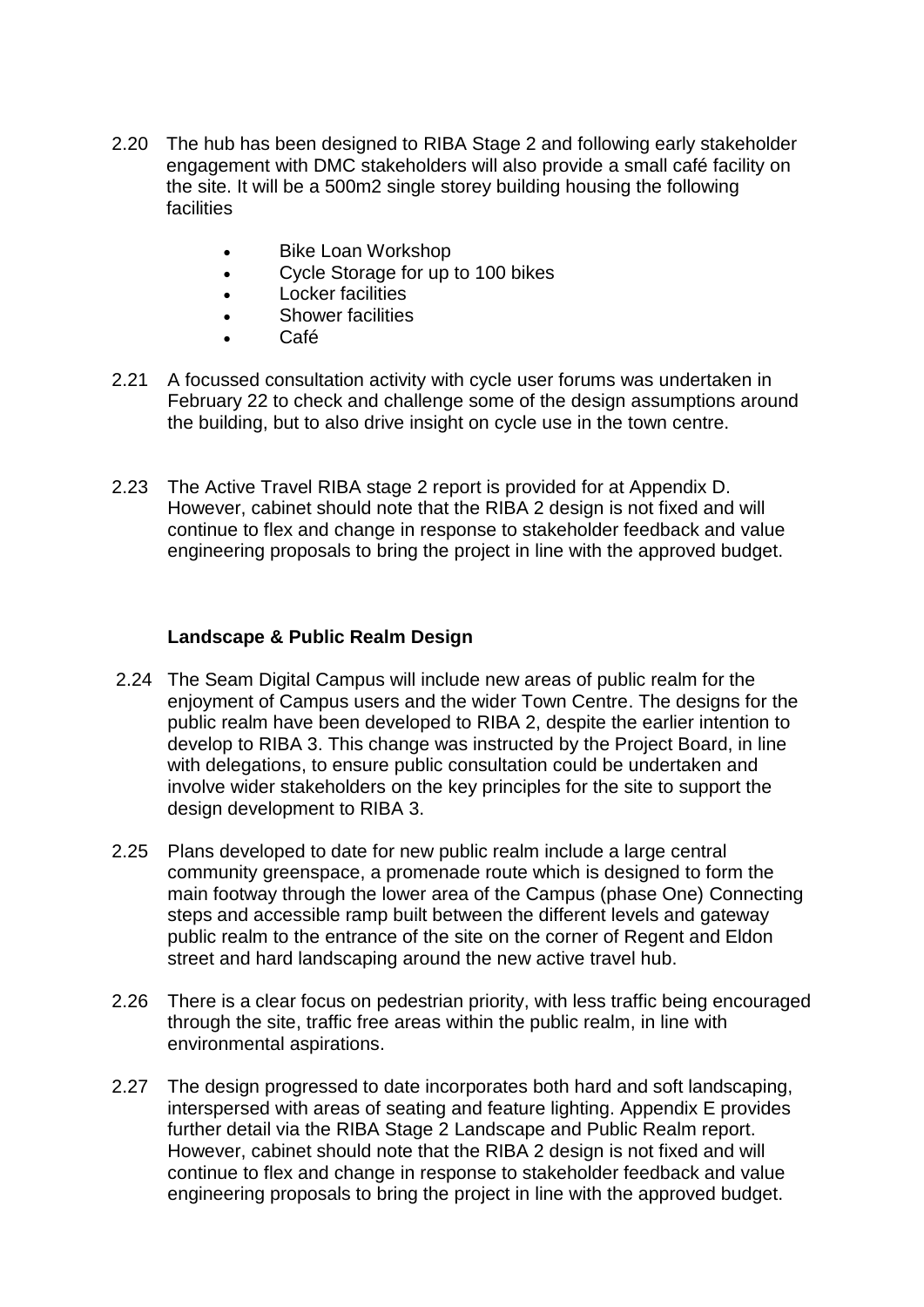2.20 The hub has been designed to RIBA Stage 2 and following early stakeholder engagement with DMC stakeholders will also provide a small café facility on the site. It will be a 500m2 single storey building housing the following facilities

- Bike Loan Workshop
- Cycle Storage for up to 100 bikes
- Locker facilities
- Shower facilities
- Café

2.21 A focussed consultation activity with cycle user forums was undertaken in February 22 to check and challenge some of the design assumptions around the building, but to also drive insight on cycle use in the town centre.

2.23 The Active Travel RIBA stage 2 report is provided for at Appendix D. However, cabinet should note that the RIBA 2 design is not fixed and will continue to flex and change in response to stakeholder feedback and value engineering proposals to bring the project in line with the approved budget.

**Landscape & Public Realm Design**

2.24 The Seam Digital Campus will include new areas of public realm for the enjoyment of Campus users and the wider Town Centre. The designs for the public realm have been developed to RIBA 2, despite the earlier intention to develop to RIBA 3. This change was instructed by the Project Board, in line with delegations, to ensure public consultation could be undertaken and involve wider stakeholders on the key principles for the site to support the design development to RIBA 3.

2.25 Plans developed to date for new public realm include a large central community greenspace, a promenade route which is designed to form the main footway through the lower area of the Campus (phase One) Connecting steps and accessible ramp built between the different levels and gateway public realm to the entrance of the site on the corner of Regent and Eldon street and hard landscaping around the new active travel hub.

2.26 There is a clear focus on pedestrian priority, with less traffic being encouraged through the site, traffic free areas within the public realm, in line with environmental aspirations.

2.27 The design progressed to date incorporates both hard and soft landscaping, interspersed with areas of seating and feature lighting. Appendix E provides further detail via the RIBA Stage 2 Landscape and Public Realm report. However, cabinet should note that the RIBA 2 design is not fixed and will continue to flex and change in response to stakeholder feedback and value engineering proposals to bring the project in line with the approved budget.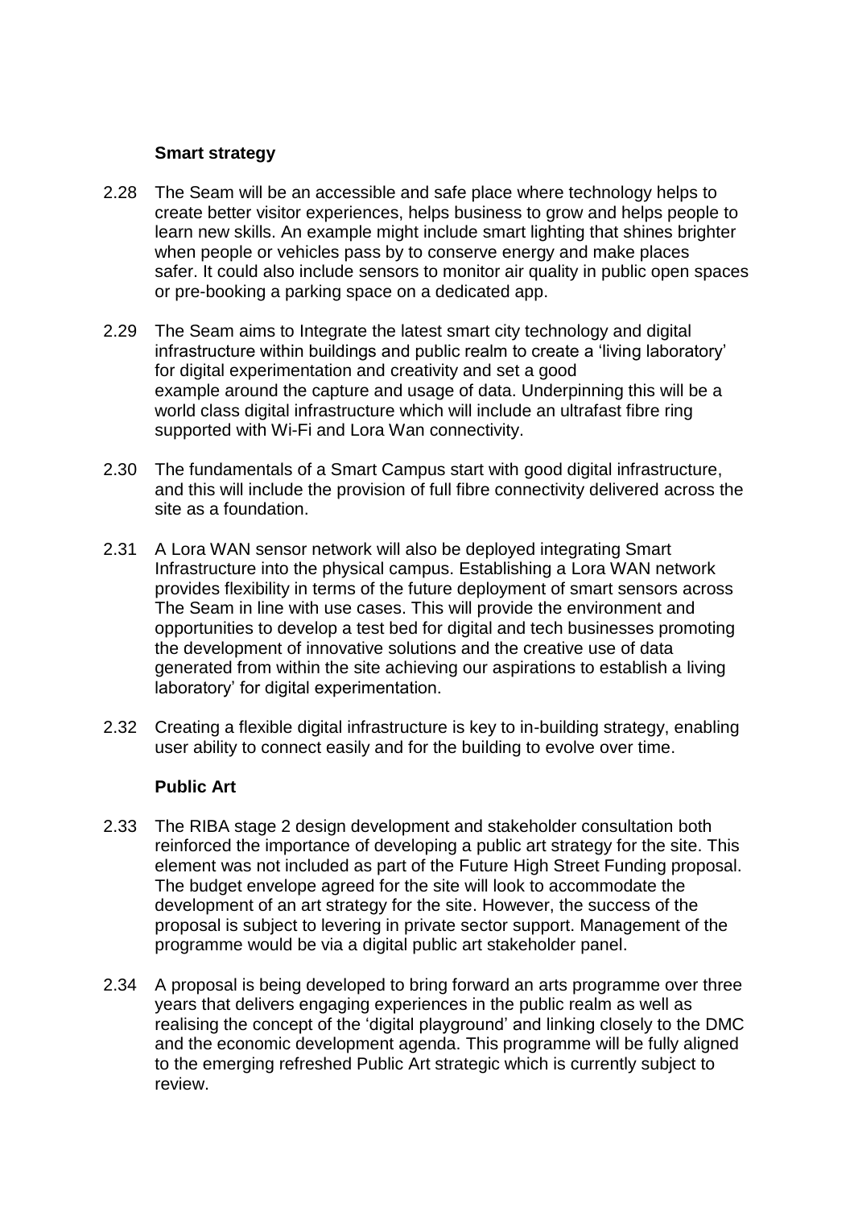**Smart strategy**

2.28 The Seam will be an accessible and safe place where technology helps to create better visitor experiences, helps business to grow and helps people to learn new skills. An example might include smart lighting that shines brighter when people or vehicles pass by to conserve energy and make places safer. It could also include sensors to monitor air quality in public open spaces or pre-booking a parking space on a dedicated app.

2.29 The Seam aims to Integrate the latest smart city technology and digital infrastructure within buildings and public realm to create a 'living laboratory' for digital experimentation and creativity and set a good example around the capture and usage of data. Underpinning this will be a world class digital infrastructure which will include an ultrafast fibre ring supported with Wi-Fi and Lora Wan connectivity.

2.30 The fundamentals of a Smart Campus start with good digital infrastructure, and this will include the provision of full fibre connectivity delivered across the site as a foundation.

2.31 A Lora WAN sensor network will also be deployed integrating Smart Infrastructure into the physical campus. Establishing a Lora WAN network provides flexibility in terms of the future deployment of smart sensors across The Seam in line with use cases. This will provide the environment and opportunities to develop a test bed for digital and tech businesses promoting the development of innovative solutions and the creative use of data generated from within the site achieving our aspirations to establish a living laboratory' for digital experimentation.

2.32 Creating a flexible digital infrastructure is key to in-building strategy, enabling user ability to connect easily and for the building to evolve over time.

**Public Art**

2.33 The RIBA stage 2 design development and stakeholder consultation both reinforced the importance of developing a public art strategy for the site. This element was not included as part of the Future High Street Funding proposal. The budget envelope agreed for the site will look to accommodate the development of an art strategy for the site. However, the success of the proposal is subject to levering in private sector support. Management of the programme would be via a digital public art stakeholder panel.

2.34 A proposal is being developed to bring forward an arts programme over three years that delivers engaging experiences in the public realm as well as realising the concept of the 'digital playground' and linking closely to the DMC and the economic development agenda. This programme will be fully aligned to the emerging refreshed Public Art strategic which is currently subject to review.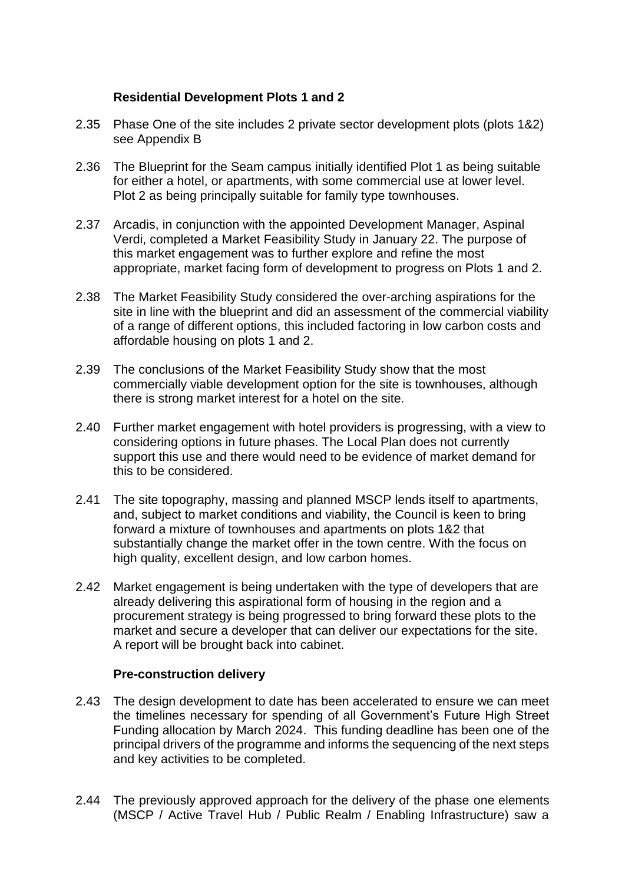### Residential Development Plots 1 and 2

2.35 Phase One of the site includes 2 private sector development plots (plots 1&2) see Appendix B

2.36 The Blueprint for the Seam campus initially identified Plot 1 as being suitable for either a hotel, or apartments, with some commercial use at lower level. Plot 2 as being principally suitable for family type townhouses.

2.37 Arcadis, in conjunction with the appointed Development Manager, Aspinal Verdi, completed a Market Feasibility Study in January 22. The purpose of this market engagement was to further explore and refine the most appropriate, market facing form of development to progress on Plots 1 and 2.

2.38 The Market Feasibility Study considered the over-arching aspirations for the site in line with the blueprint and did an assessment of the commercial viability of a range of different options, this included factoring in low carbon costs and affordable housing on plots 1 and 2.

2.39 The conclusions of the Market Feasibility Study show that the most commercially viable development option for the site is townhouses, although there is strong market interest for a hotel on the site.

2.40 Further market engagement with hotel providers is progressing, with a view to considering options in future phases. The Local Plan does not currently support this use and there would need to be evidence of market demand for this to be considered.

2.41 The site topography, massing and planned MSCP lends itself to apartments, and, subject to market conditions and viability, the Council is keen to bring forward a mixture of townhouses and apartments on plots 1&2 that substantially change the market offer in the town centre. With the focus on high quality, excellent design, and low carbon homes.

2.42 Market engagement is being undertaken with the type of developers that are already delivering this aspirational form of housing in the region and a procurement strategy is being progressed to bring forward these plots to the market and secure a developer that can deliver our expectations for the site. A report will be brought back into cabinet.

### Pre-construction delivery

2.43 The design development to date has been accelerated to ensure we can meet the timelines necessary for spending of all Government's Future High Street Funding allocation by March 2024. This funding deadline has been one of the principal drivers of the programme and informs the sequencing of the next steps and key activities to be completed.

2.44 The previously approved approach for the delivery of the phase one elements (MSCP / Active Travel Hub / Public Realm / Enabling Infrastructure) saw a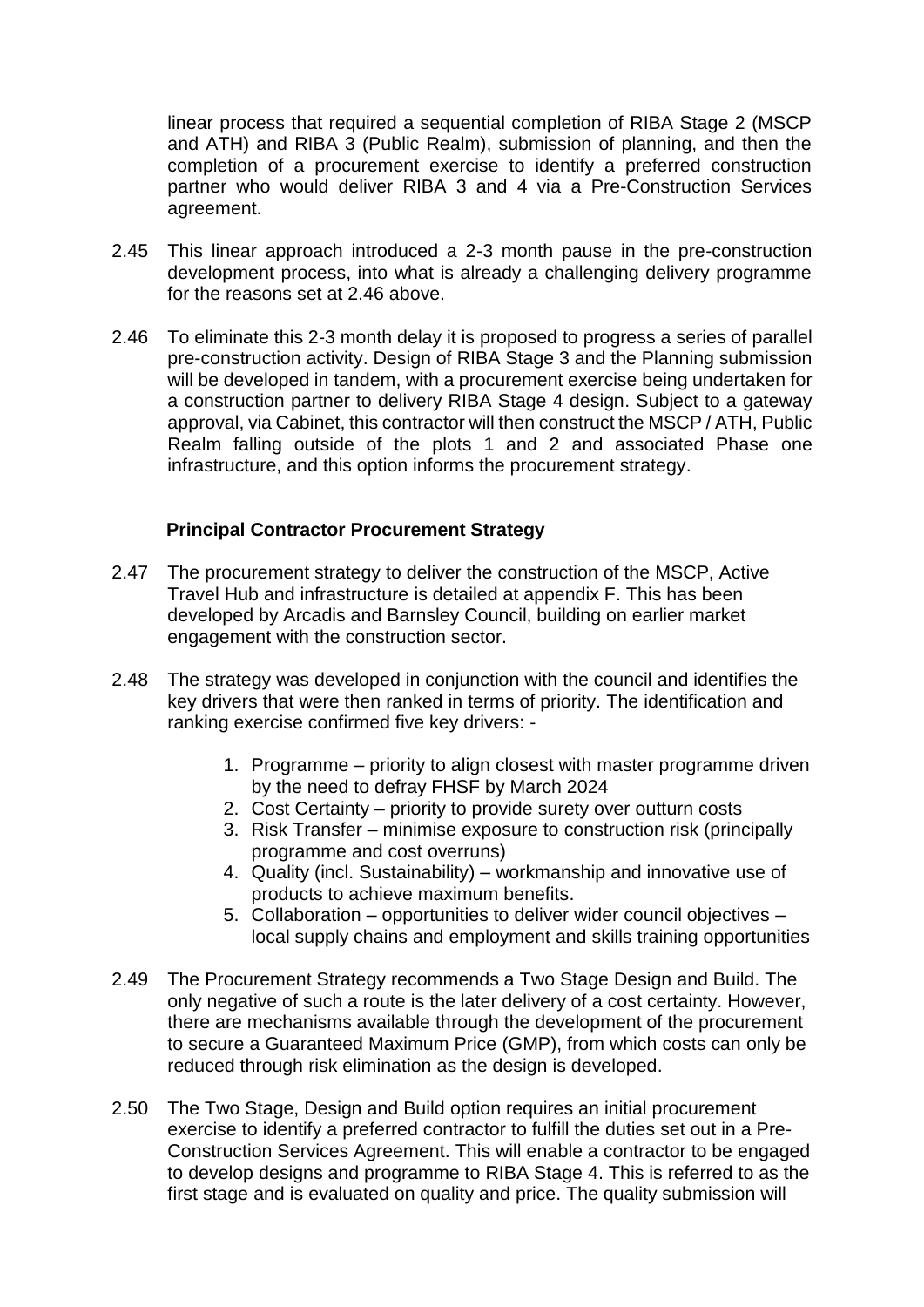linear process that required a sequential completion of RIBA Stage 2 (MSCP and ATH) and RIBA 3 (Public Realm), submission of planning, and then the completion of a procurement exercise to identify a preferred construction partner who would deliver RIBA 3 and 4 via a Pre-Construction Services agreement.

2.45 This linear approach introduced a 2-3 month pause in the pre-construction development process, into what is already a challenging delivery programme for the reasons set at 2.46 above.

2.46 To eliminate this 2-3 month delay it is proposed to progress a series of parallel pre-construction activity. Design of RIBA Stage 3 and the Planning submission will be developed in tandem, with a procurement exercise being undertaken for a construction partner to delivery RIBA Stage 4 design. Subject to a gateway approval, via Cabinet, this contractor will then construct the MSCP / ATH, Public Realm falling outside of the plots 1 and 2 and associated Phase one infrastructure, and this option informs the procurement strategy.

**Principal Contractor Procurement Strategy**

2.47 The procurement strategy to deliver the construction of the MSCP, Active Travel Hub and infrastructure is detailed at appendix F. This has been developed by Arcadis and Barnsley Council, building on earlier market engagement with the construction sector.

2.48 The strategy was developed in conjunction with the council and identifies the key drivers that were then ranked in terms of priority. The identification and ranking exercise confirmed five key drivers: -

1. Programme – priority to align closest with master programme driven by the need to defray FHSF by March 2024
2. Cost Certainty – priority to provide surety over outturn costs
3. Risk Transfer – minimise exposure to construction risk (principally programme and cost overruns)
4. Quality (incl. Sustainability) – workmanship and innovative use of products to achieve maximum benefits.
5. Collaboration – opportunities to deliver wider council objectives – local supply chains and employment and skills training opportunities

2.49 The Procurement Strategy recommends a Two Stage Design and Build. The only negative of such a route is the later delivery of a cost certainty. However, there are mechanisms available through the development of the procurement to secure a Guaranteed Maximum Price (GMP), from which costs can only be reduced through risk elimination as the design is developed.

2.50 The Two Stage, Design and Build option requires an initial procurement exercise to identify a preferred contractor to fulfill the duties set out in a Pre-Construction Services Agreement. This will enable a contractor to be engaged to develop designs and programme to RIBA Stage 4. This is referred to as the first stage and is evaluated on quality and price. The quality submission will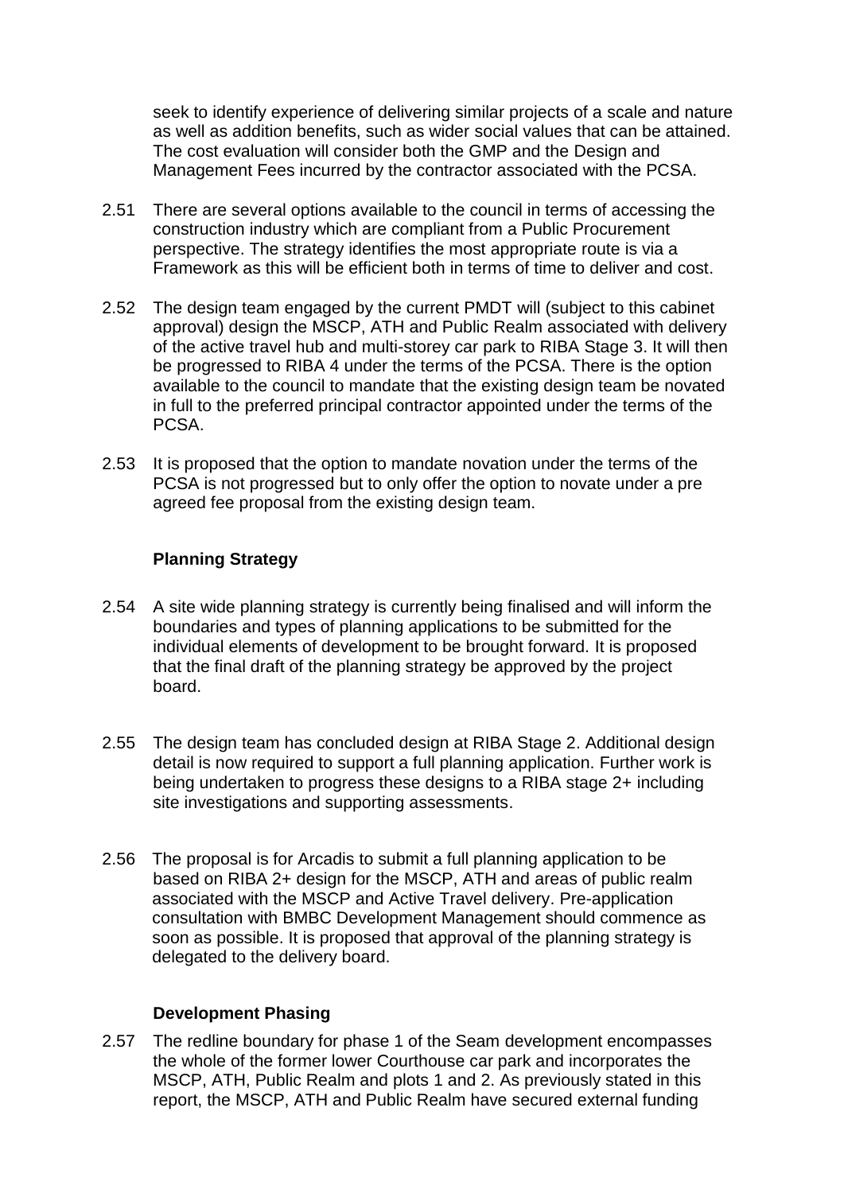seek to identify experience of delivering similar projects of a scale and nature as well as addition benefits, such as wider social values that can be attained. The cost evaluation will consider both the GMP and the Design and Management Fees incurred by the contractor associated with the PCSA.

2.51 There are several options available to the council in terms of accessing the construction industry which are compliant from a Public Procurement perspective. The strategy identifies the most appropriate route is via a Framework as this will be efficient both in terms of time to deliver and cost.

2.52 The design team engaged by the current PMDT will (subject to this cabinet approval) design the MSCP, ATH and Public Realm associated with delivery of the active travel hub and multi-storey car park to RIBA Stage 3. It will then be progressed to RIBA 4 under the terms of the PCSA. There is the option available to the council to mandate that the existing design team be novated in full to the preferred principal contractor appointed under the terms of the PCSA.

2.53 It is proposed that the option to mandate novation under the terms of the PCSA is not progressed but to only offer the option to novate under a pre agreed fee proposal from the existing design team.

**Planning Strategy**

2.54 A site wide planning strategy is currently being finalised and will inform the boundaries and types of planning applications to be submitted for the individual elements of development to be brought forward. It is proposed that the final draft of the planning strategy be approved by the project board.

2.55 The design team has concluded design at RIBA Stage 2. Additional design detail is now required to support a full planning application. Further work is being undertaken to progress these designs to a RIBA stage 2+ including site investigations and supporting assessments.

2.56 The proposal is for Arcadis to submit a full planning application to be based on RIBA 2+ design for the MSCP, ATH and areas of public realm associated with the MSCP and Active Travel delivery. Pre-application consultation with BMBC Development Management should commence as soon as possible. It is proposed that approval of the planning strategy is delegated to the delivery board.

**Development Phasing**

2.57 The redline boundary for phase 1 of the Seam development encompasses the whole of the former lower Courthouse car park and incorporates the MSCP, ATH, Public Realm and plots 1 and 2. As previously stated in this report, the MSCP, ATH and Public Realm have secured external funding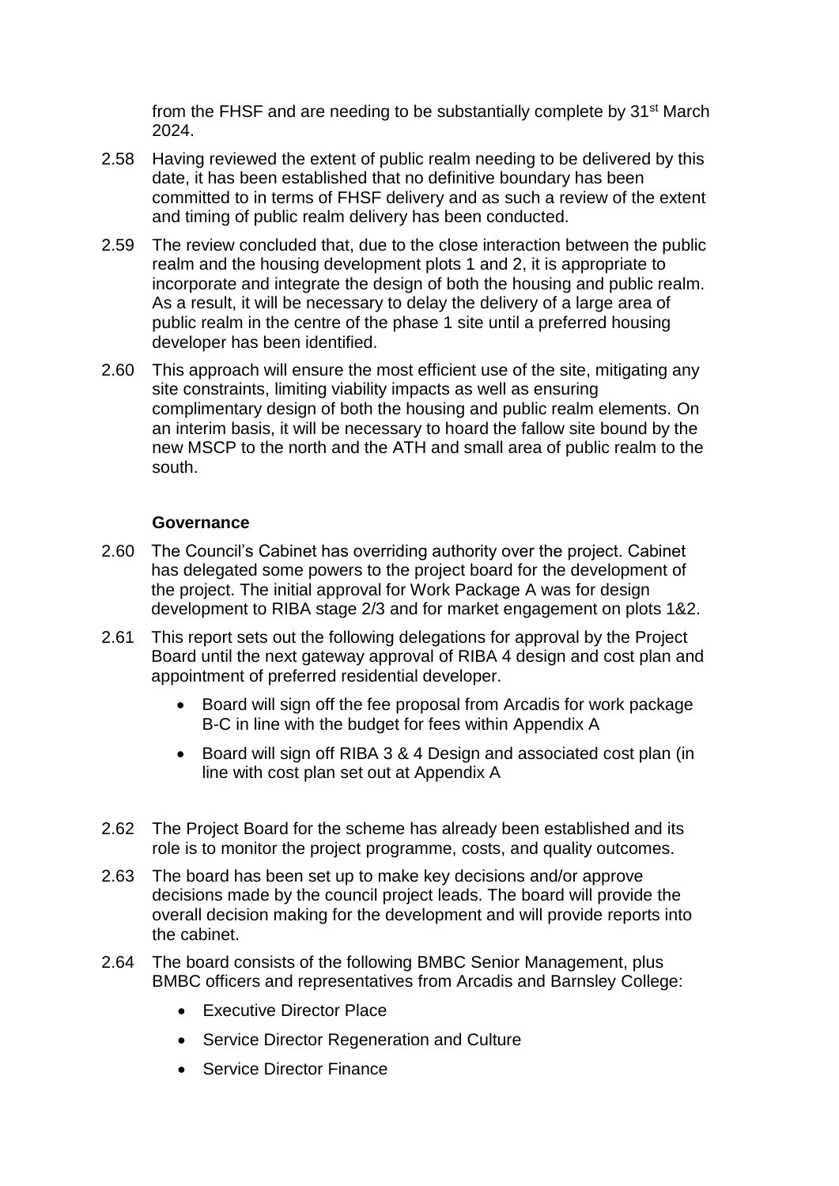from the FHSF and are needing to be substantially complete by 31st March 2024.

2.58 Having reviewed the extent of public realm needing to be delivered by this date, it has been established that no definitive boundary has been committed to in terms of FHSF delivery and as such a review of the extent and timing of public realm delivery has been conducted.

2.59 The review concluded that, due to the close interaction between the public realm and the housing development plots 1 and 2, it is appropriate to incorporate and integrate the design of both the housing and public realm. As a result, it will be necessary to delay the delivery of a large area of public realm in the centre of the phase 1 site until a preferred housing developer has been identified.

2.60 This approach will ensure the most efficient use of the site, mitigating any site constraints, limiting viability impacts as well as ensuring complimentary design of both the housing and public realm elements. On an interim basis, it will be necessary to hoard the fallow site bound by the new MSCP to the north and the ATH and small area of public realm to the south.

**Governance**

2.60 The Council's Cabinet has overriding authority over the project. Cabinet has delegated some powers to the project board for the development of the project. The initial approval for Work Package A was for design development to RIBA stage 2/3 and for market engagement on plots 1&2.

2.61 This report sets out the following delegations for approval by the Project Board until the next gateway approval of RIBA 4 design and cost plan and appointment of preferred residential developer.

- Board will sign off the fee proposal from Arcadis for work package B-C in line with the budget for fees within Appendix A
- Board will sign off RIBA 3 & 4 Design and associated cost plan (in line with cost plan set out at Appendix A

2.62 The Project Board for the scheme has already been established and its role is to monitor the project programme, costs, and quality outcomes.

2.63 The board has been set up to make key decisions and/or approve decisions made by the council project leads. The board will provide the overall decision making for the development and will provide reports into the cabinet.

2.64 The board consists of the following BMBC Senior Management, plus BMBC officers and representatives from Arcadis and Barnsley College:

- Executive Director Place
- Service Director Regeneration and Culture
- Service Director Finance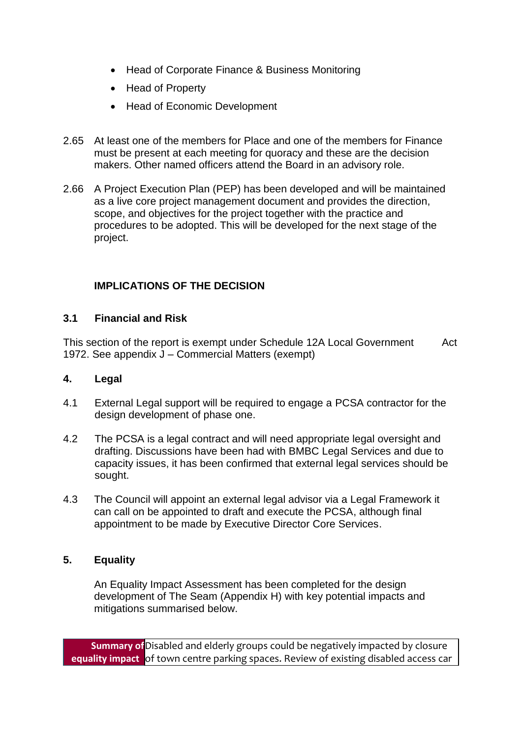- Head of Corporate Finance & Business Monitoring
- Head of Property
- Head of Economic Development

2.65 At least one of the members for Place and one of the members for Finance must be present at each meeting for quoracy and these are the decision makers. Other named officers attend the Board in an advisory role.

2.66 A Project Execution Plan (PEP) has been developed and will be maintained as a live core project management document and provides the direction, scope, and objectives for the project together with the practice and procedures to be adopted. This will be developed for the next stage of the project.

## IMPLICATIONS OF THE DECISION

### 3.1 Financial and Risk

This section of the report is exempt under Schedule 12A Local Government Act 1972. See appendix J – Commercial Matters (exempt)

### 4. Legal

4.1 External Legal support will be required to engage a PCSA contractor for the design development of phase one.

4.2 The PCSA is a legal contract and will need appropriate legal oversight and drafting. Discussions have been had with BMBC Legal Services and due to capacity issues, it has been confirmed that external legal services should be sought.

4.3 The Council will appoint an external legal advisor via a Legal Framework it can call on be appointed to draft and execute the PCSA, although final appointment to be made by Executive Director Core Services.

### 5. Equality

An Equality Impact Assessment has been completed for the design development of The Seam (Appendix H) with key potential impacts and mitigations summarised below.

| **Summary of equality impact** | Disabled and elderly groups could be negatively impacted by closure of town centre parking spaces. Review of existing disabled access car |
|---|---|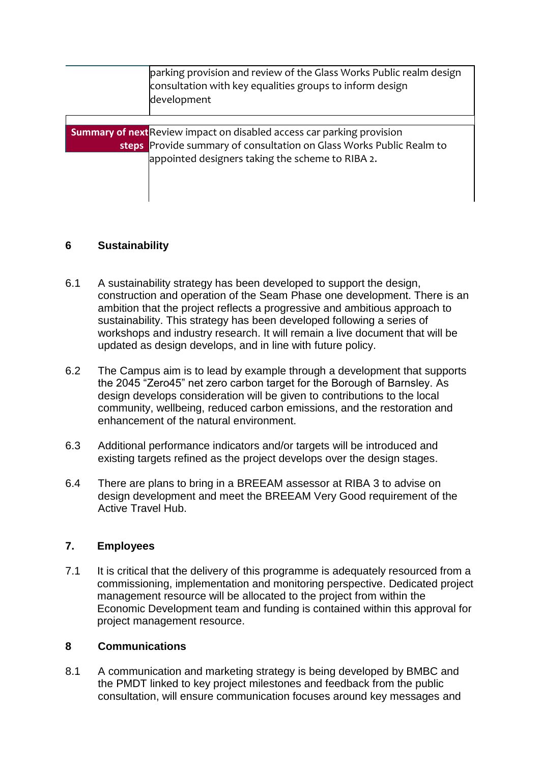| | |
|---|---|
| | parking provision and review of the Glass Works Public realm design consultation with key equalities groups to inform design development |
| **Summary of next steps** | Review impact on disabled access car parking provision<br>Provide summary of consultation on Glass Works Public Realm to appointed designers taking the scheme to RIBA 2. |

## 6 Sustainability

6.1 A sustainability strategy has been developed to support the design, construction and operation of the Seam Phase one development. There is an ambition that the project reflects a progressive and ambitious approach to sustainability. This strategy has been developed following a series of workshops and industry research. It will remain a live document that will be updated as design develops, and in line with future policy.

6.2 The Campus aim is to lead by example through a development that supports the 2045 "Zero45" net zero carbon target for the Borough of Barnsley. As design develops consideration will be given to contributions to the local community, wellbeing, reduced carbon emissions, and the restoration and enhancement of the natural environment.

6.3 Additional performance indicators and/or targets will be introduced and existing targets refined as the project develops over the design stages.

6.4 There are plans to bring in a BREEAM assessor at RIBA 3 to advise on design development and meet the BREEAM Very Good requirement of the Active Travel Hub.

## 7. Employees

7.1 It is critical that the delivery of this programme is adequately resourced from a commissioning, implementation and monitoring perspective. Dedicated project management resource will be allocated to the project from within the Economic Development team and funding is contained within this approval for project management resource.

## 8 Communications

8.1 A communication and marketing strategy is being developed by BMBC and the PMDT linked to key project milestones and feedback from the public consultation, will ensure communication focuses around key messages and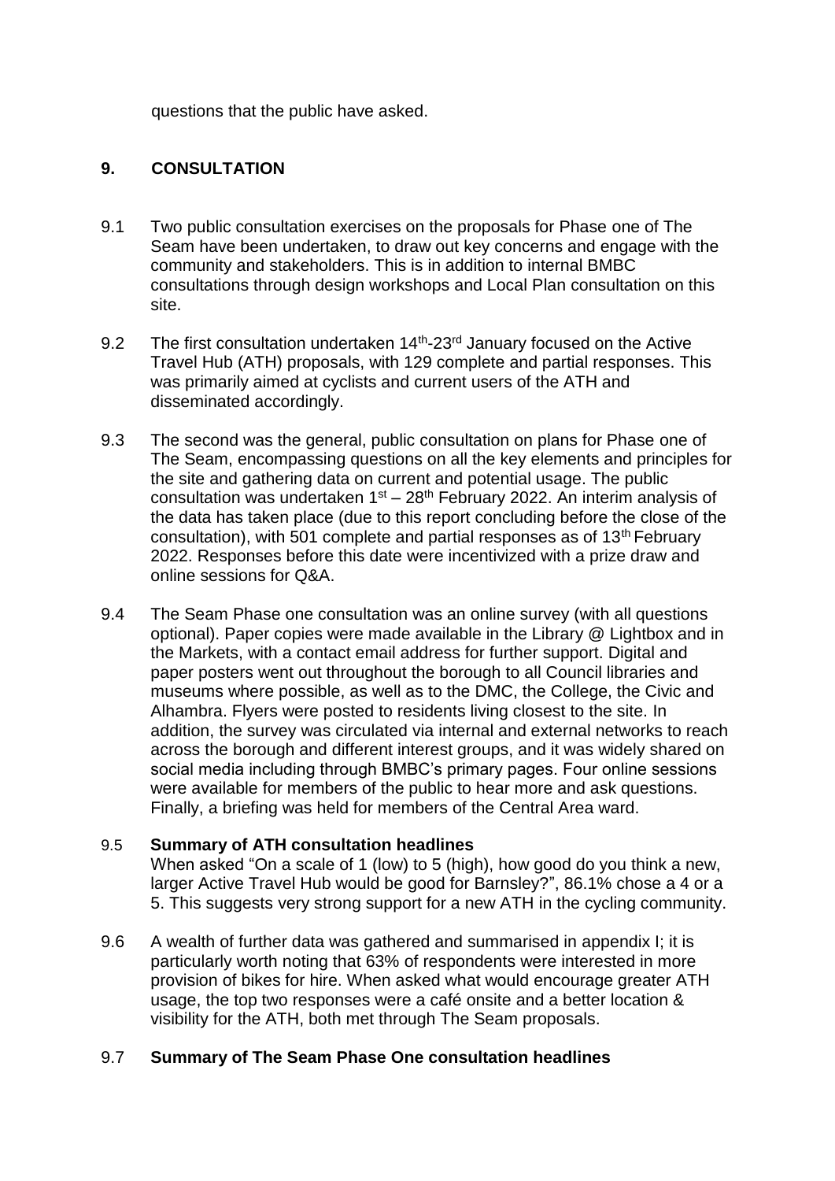questions that the public have asked.

## 9. CONSULTATION

9.1 Two public consultation exercises on the proposals for Phase one of The Seam have been undertaken, to draw out key concerns and engage with the community and stakeholders. This is in addition to internal BMBC consultations through design workshops and Local Plan consultation on this site.

9.2 The first consultation undertaken 14th-23rd January focused on the Active Travel Hub (ATH) proposals, with 129 complete and partial responses. This was primarily aimed at cyclists and current users of the ATH and disseminated accordingly.

9.3 The second was the general, public consultation on plans for Phase one of The Seam, encompassing questions on all the key elements and principles for the site and gathering data on current and potential usage. The public consultation was undertaken 1st – 28th February 2022. An interim analysis of the data has taken place (due to this report concluding before the close of the consultation), with 501 complete and partial responses as of 13th February 2022. Responses before this date were incentivized with a prize draw and online sessions for Q&A.

9.4 The Seam Phase one consultation was an online survey (with all questions optional). Paper copies were made available in the Library @ Lightbox and in the Markets, with a contact email address for further support. Digital and paper posters went out throughout the borough to all Council libraries and museums where possible, as well as to the DMC, the College, the Civic and Alhambra. Flyers were posted to residents living closest to the site. In addition, the survey was circulated via internal and external networks to reach across the borough and different interest groups, and it was widely shared on social media including through BMBC's primary pages. Four online sessions were available for members of the public to hear more and ask questions. Finally, a briefing was held for members of the Central Area ward.

9.5 **Summary of ATH consultation headlines**
When asked "On a scale of 1 (low) to 5 (high), how good do you think a new, larger Active Travel Hub would be good for Barnsley?", 86.1% chose a 4 or a 5. This suggests very strong support for a new ATH in the cycling community.

9.6 A wealth of further data was gathered and summarised in appendix I; it is particularly worth noting that 63% of respondents were interested in more provision of bikes for hire. When asked what would encourage greater ATH usage, the top two responses were a café onsite and a better location & visibility for the ATH, both met through The Seam proposals.

9.7 **Summary of The Seam Phase One consultation headlines**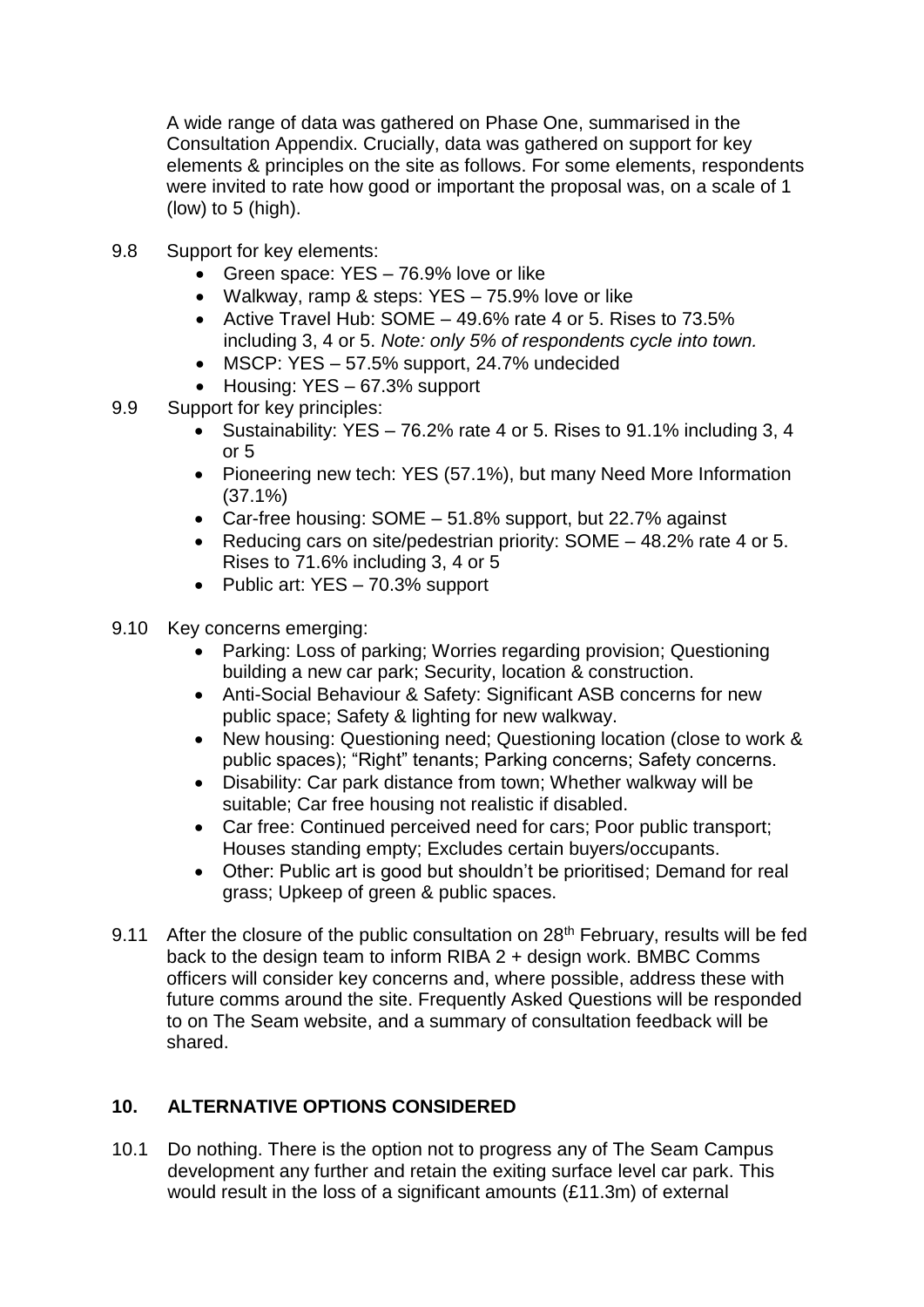A wide range of data was gathered on Phase One, summarised in the Consultation Appendix. Crucially, data was gathered on support for key elements & principles on the site as follows. For some elements, respondents were invited to rate how good or important the proposal was, on a scale of 1 (low) to 5 (high).

9.8 Support for key elements:

- Green space: YES – 76.9% love or like
- Walkway, ramp & steps: YES – 75.9% love or like
- Active Travel Hub: SOME – 49.6% rate 4 or 5. Rises to 73.5% including 3, 4 or 5. *Note: only 5% of respondents cycle into town.*
- MSCP: YES – 57.5% support, 24.7% undecided
- Housing: YES – 67.3% support

9.9 Support for key principles:

- Sustainability: YES – 76.2% rate 4 or 5. Rises to 91.1% including 3, 4 or 5
- Pioneering new tech: YES (57.1%), but many Need More Information (37.1%)
- Car-free housing: SOME – 51.8% support, but 22.7% against
- Reducing cars on site/pedestrian priority: SOME – 48.2% rate 4 or 5. Rises to 71.6% including 3, 4 or 5
- Public art: YES – 70.3% support

9.10 Key concerns emerging:

- Parking: Loss of parking; Worries regarding provision; Questioning building a new car park; Security, location & construction.
- Anti-Social Behaviour & Safety: Significant ASB concerns for new public space; Safety & lighting for new walkway.
- New housing: Questioning need; Questioning location (close to work & public spaces); "Right" tenants; Parking concerns; Safety concerns.
- Disability: Car park distance from town; Whether walkway will be suitable; Car free housing not realistic if disabled.
- Car free: Continued perceived need for cars; Poor public transport; Houses standing empty; Excludes certain buyers/occupants.
- Other: Public art is good but shouldn't be prioritised; Demand for real grass; Upkeep of green & public spaces.

9.11 After the closure of the public consultation on 28th February, results will be fed back to the design team to inform RIBA 2 + design work. BMBC Comms officers will consider key concerns and, where possible, address these with future comms around the site. Frequently Asked Questions will be responded to on The Seam website, and a summary of consultation feedback will be shared.

## 10. ALTERNATIVE OPTIONS CONSIDERED

10.1 Do nothing. There is the option not to progress any of The Seam Campus development any further and retain the exiting surface level car park. This would result in the loss of a significant amounts (£11.3m) of external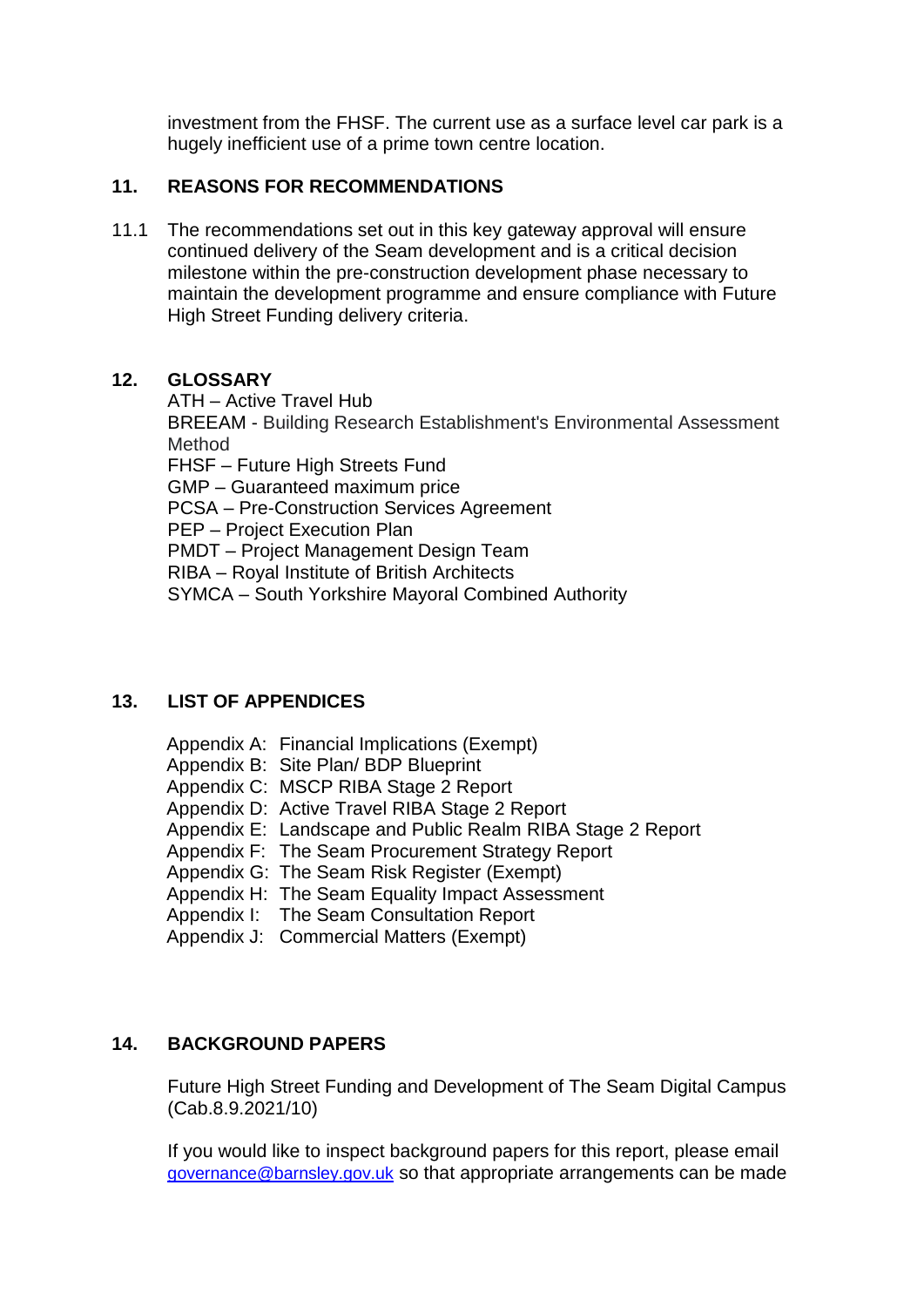investment from the FHSF. The current use as a surface level car park is a hugely inefficient use of a prime town centre location.

## 11. REASONS FOR RECOMMENDATIONS

11.1 The recommendations set out in this key gateway approval will ensure continued delivery of the Seam development and is a critical decision milestone within the pre-construction development phase necessary to maintain the development programme and ensure compliance with Future High Street Funding delivery criteria.

## 12. GLOSSARY

ATH – Active Travel Hub
BREEAM - Building Research Establishment's Environmental Assessment Method
FHSF – Future High Streets Fund
GMP – Guaranteed maximum price
PCSA – Pre-Construction Services Agreement
PEP – Project Execution Plan
PMDT – Project Management Design Team
RIBA – Royal Institute of British Architects
SYMCA – South Yorkshire Mayoral Combined Authority

## 13. LIST OF APPENDICES

Appendix A: Financial Implications (Exempt)
Appendix B: Site Plan/ BDP Blueprint
Appendix C: MSCP RIBA Stage 2 Report
Appendix D: Active Travel RIBA Stage 2 Report
Appendix E: Landscape and Public Realm RIBA Stage 2 Report
Appendix F: The Seam Procurement Strategy Report
Appendix G: The Seam Risk Register (Exempt)
Appendix H: The Seam Equality Impact Assessment
Appendix I: The Seam Consultation Report
Appendix J: Commercial Matters (Exempt)

## 14. BACKGROUND PAPERS

Future High Street Funding and Development of The Seam Digital Campus (Cab.8.9.2021/10)

If you would like to inspect background papers for this report, please email governance@barnsley.gov.uk so that appropriate arrangements can be made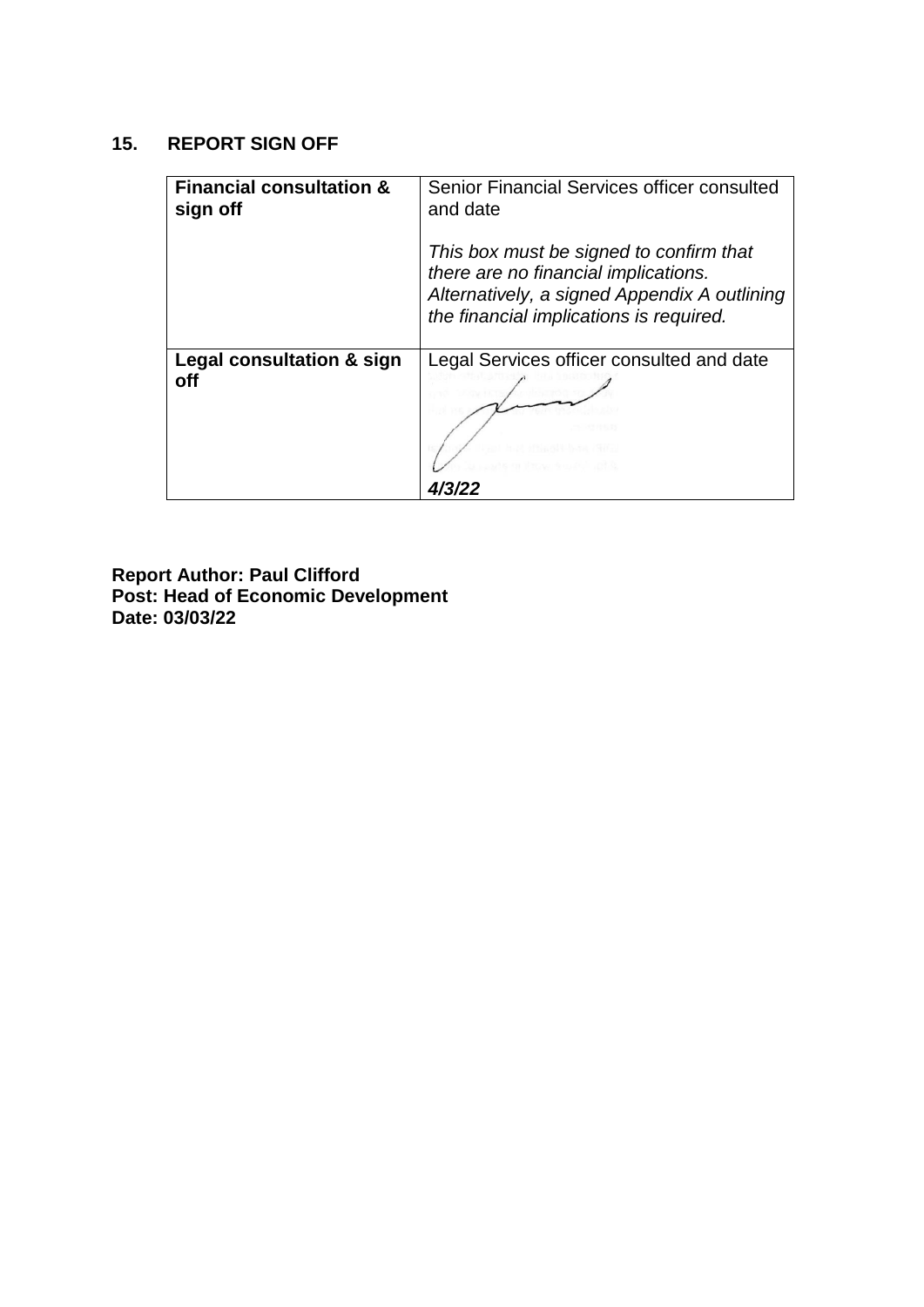## 15. REPORT SIGN OFF

| | |
|---|---|
| **Financial consultation & sign off** | Senior Financial Services officer consulted and date<br><br>*This box must be signed to confirm that there are no financial implications. Alternatively, a signed Appendix A outlining the financial implications is required.* |
| **Legal consultation & sign off** | Legal Services officer consulted and date<br><br>***4/3/22*** |

**Report Author: Paul Clifford**
**Post: Head of Economic Development**
**Date: 03/03/22**